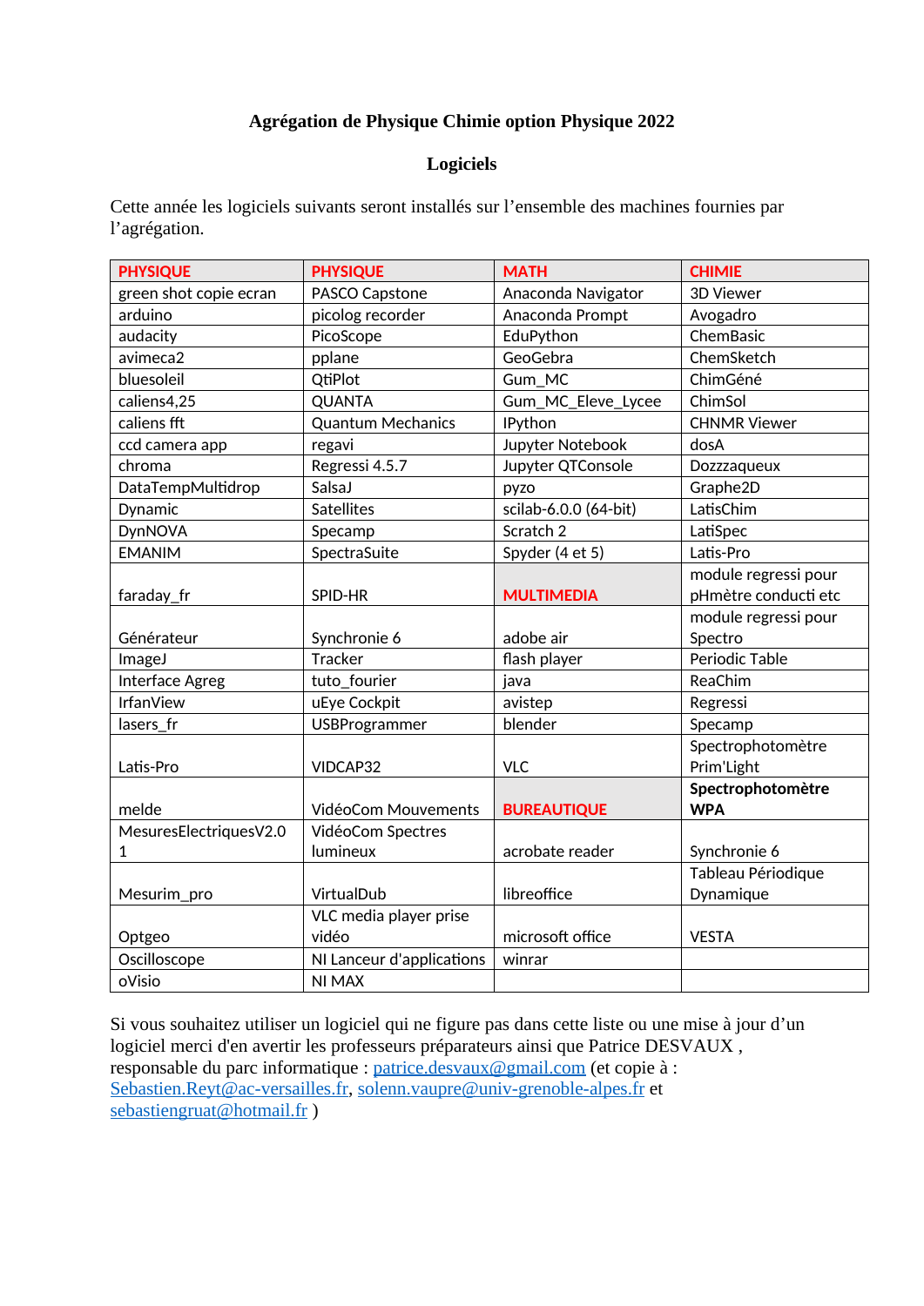**Agrégation de Physique Chimie option Physique 2022**

**Logiciels**

Cette année les logiciels suivants seront installés sur l'ensemble des machines fournies par l'agrégation.

| PHYSIQUE | PHYSIQUE | MATH | CHIMIE |
|---|---|---|---|
| green shot copie ecran | PASCO Capstone | Anaconda Navigator | 3D Viewer |
| arduino | picolog recorder | Anaconda Prompt | Avogadro |
| audacity | PicoScope | EduPython | ChemBasic |
| avimeca2 | pplane | GeoGebra | ChemSketch |
| bluesoleil | QtiPlot | Gum_MC | ChimGéné |
| caliens4,25 | QUANTA | Gum_MC_Eleve_Lycee | ChimSol |
| caliens fft | Quantum Mechanics | IPython | CHNMR Viewer |
| ccd camera app | regavi | Jupyter Notebook | dosA |
| chroma | Regressi 4.5.7 | Jupyter QTConsole | Dozzzaqueux |
| DataTempMultidrop | SalsaJ | pyzo | Graphe2D |
| Dynamic | Satellites | scilab-6.0.0 (64-bit) | LatisChim |
| DynNOVA | Specamp | Scratch 2 | LatiSpec |
| EMANIM | SpectraSuite | Spyder (4 et 5) | Latis-Pro |
| faraday_fr | SPID-HR | **MULTIMEDIA** | module regressi pour pHmètre conducti etc |
| Générateur | Synchronie 6 | adobe air | module regressi pour Spectro |
| ImageJ | Tracker | flash player | Periodic Table |
| Interface Agreg | tuto_fourier | java | ReaChim |
| IrfanView | uEye Cockpit | avistep | Regressi |
| lasers_fr | USBProgrammer | blender | Specamp |
| Latis-Pro | VIDCAP32 | VLC | Spectrophotomètre Prim'Light |
| melde | VidéoCom Mouvements | **BUREAUTIQUE** | **Spectrophotomètre WPA** |
| MesuresElectriquesV2.0 1 | VidéoCom Spectres lumineux | acrobate reader | Synchronie 6 |
| Mesurim_pro | VirtualDub | libreoffice | Tableau Périodique Dynamique |
| Optgeo | VLC media player prise vidéo | microsoft office | VESTA |
| Oscilloscope | NI Lanceur d'applications | winrar | |
| oVisio | NI MAX | | |

Si vous souhaitez utiliser un logiciel qui ne figure pas dans cette liste ou une mise à jour d'un logiciel merci d'en avertir les professeurs préparateurs ainsi que Patrice DESVAUX , responsable du parc informatique : patrice.desvaux@gmail.com (et copie à : Sebastien.Reyt@ac-versailles.fr, solenn.vaupre@univ-grenoble-alpes.fr et sebastiengruat@hotmail.fr )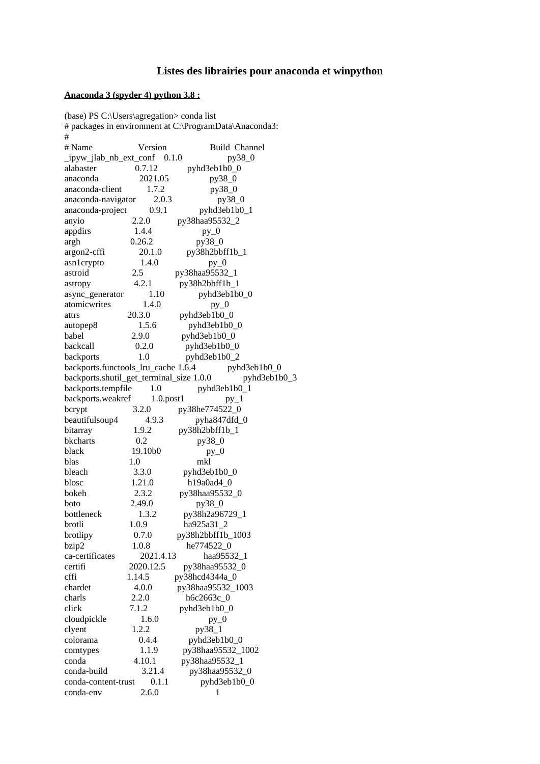# Listes des librairies pour anaconda et winpython

**<u>Anaconda 3 (spyder 4) python 3.8 :</u>**

```
(base) PS C:\Users\agregation> conda list
# packages in environment at C:\ProgramData\Anaconda3:
#
# Name                    Version                   Build  Channel
_ipyw_jlab_nb_ext_conf    0.1.0                    py38_0
alabaster                 0.7.12             pyhd3eb1b0_0
anaconda                  2021.05                  py38_0
anaconda-client           1.7.2                    py38_0
anaconda-navigator        2.0.3                    py38_0
anaconda-project          0.9.1              pyhd3eb1b0_1
anyio                     2.2.0            py38haa95532_2
appdirs                   1.4.4                      py_0
argh                      0.26.2                   py38_0
argon2-cffi               20.1.0           py38h2bbff1b_1
asn1crypto                1.4.0                      py_0
astroid                   2.5              py38haa95532_1
astropy                   4.2.1            py38h2bbff1b_1
async_generator           1.10               pyhd3eb1b0_0
atomicwrites              1.4.0                      py_0
attrs                     20.3.0             pyhd3eb1b0_0
autopep8                  1.5.6              pyhd3eb1b0_0
babel                     2.9.0              pyhd3eb1b0_0
backcall                  0.2.0              pyhd3eb1b0_0
backports                 1.0                pyhd3eb1b0_2
backports.functools_lru_cache 1.6.4              pyhd3eb1b0_0
backports.shutil_get_terminal_size 1.0.0              pyhd3eb1b0_3
backports.tempfile        1.0                pyhd3eb1b0_1
backports.weakref         1.0.post1                  py_1
bcrypt                    3.2.0            py38he774522_0
beautifulsoup4            4.9.3              pyha847dfd_0
bitarray                  1.9.2            py38h2bbff1b_1
bkcharts                  0.2                      py38_0
black                     19.10b0                    py_0
blas                      1.0                         mkl
bleach                    3.3.0              pyhd3eb1b0_0
blosc                     1.21.0               h19a0ad4_0
bokeh                     2.3.2            py38haa95532_0
boto                      2.49.0                   py38_0
bottleneck                1.3.2            py38h2a96729_1
brotli                    1.0.9                ha925a31_2
brotlipy                  0.7.0         py38h2bbff1b_1003
bzip2                     1.0.8                he774522_0
ca-certificates           2021.4.13            haa95532_1
certifi                   2020.12.5        py38haa95532_0
cffi                      1.14.5           py38hcd4344a_0
chardet                   4.0.0         py38haa95532_1003
charls                    2.2.0                h6c2663c_0
click                     7.1.2              pyhd3eb1b0_0
cloudpickle               1.6.0                      py_0
clyent                    1.2.2                    py38_1
colorama                  0.4.4              pyhd3eb1b0_0
comtypes                  1.1.9         py38haa95532_1002
conda                     4.10.1           py38haa95532_1
conda-build               3.21.4           py38haa95532_0
conda-content-trust       0.1.1              pyhd3eb1b0_0
conda-env                 2.6.0                         1
```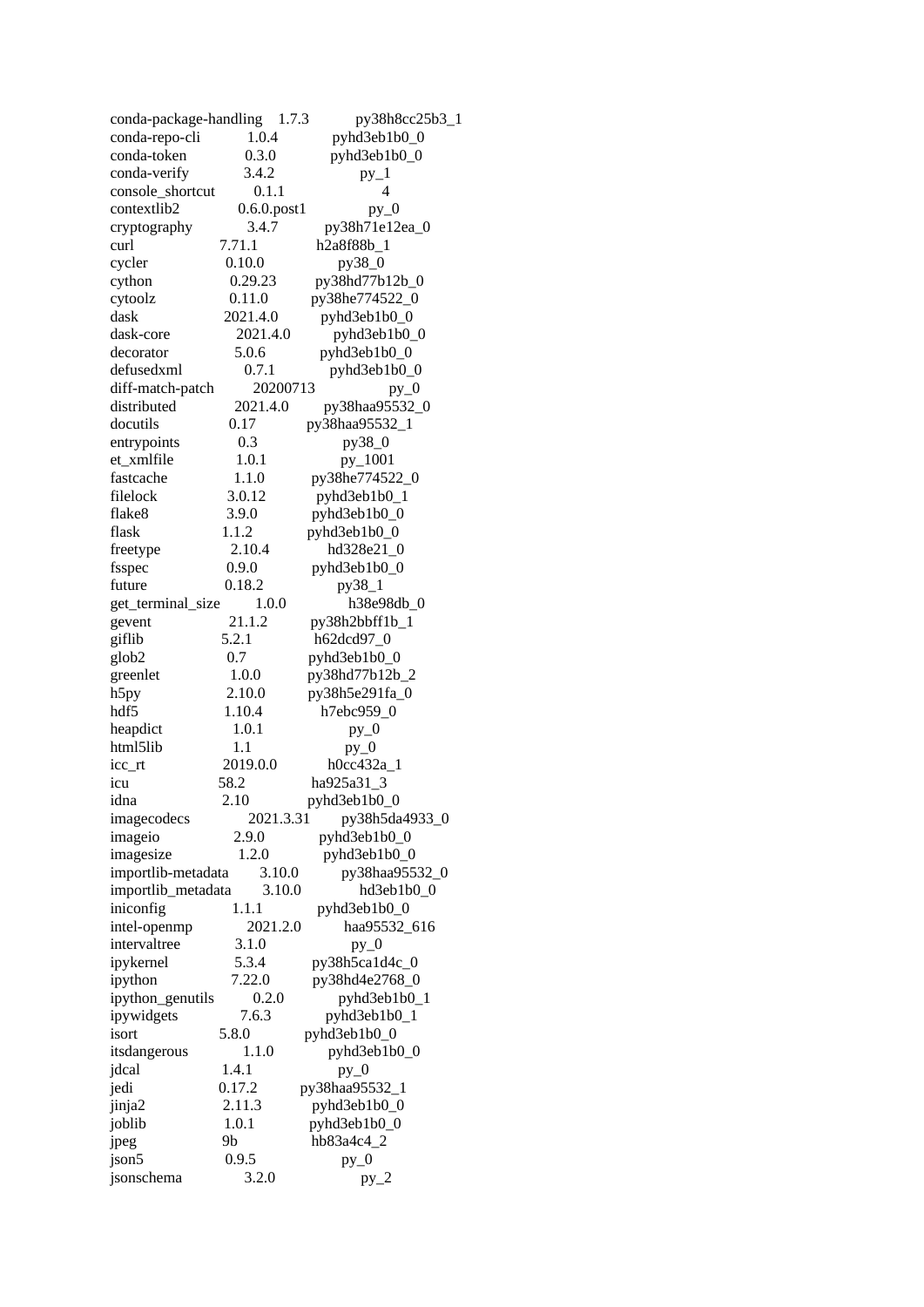```
conda-package-handling    1.7.3           py38h8cc25b3_1
conda-repo-cli            1.0.4           pyhd3eb1b0_0
conda-token               0.3.0           pyhd3eb1b0_0
conda-verify              3.4.2           py_1
console_shortcut          0.1.1           4
contextlib2               0.6.0.post1     py_0
cryptography              3.4.7           py38h71e12ea_0
curl                      7.71.1          h2a8f88b_1
cycler                    0.10.0          py38_0
cython                    0.29.23         py38hd77b12b_0
cytoolz                   0.11.0          py38he774522_0
dask                      2021.4.0        pyhd3eb1b0_0
dask-core                 2021.4.0        pyhd3eb1b0_0
decorator                 5.0.6           pyhd3eb1b0_0
defusedxml                0.7.1           pyhd3eb1b0_0
diff-match-patch          20200713        py_0
distributed               2021.4.0        py38haa95532_0
docutils                  0.17            py38haa95532_1
entrypoints               0.3             py38_0
et_xmlfile                1.0.1           py_1001
fastcache                 1.1.0           py38he774522_0
filelock                  3.0.12          pyhd3eb1b0_1
flake8                    3.9.0           pyhd3eb1b0_0
flask                     1.1.2           pyhd3eb1b0_0
freetype                  2.10.4          hd328e21_0
fsspec                    0.9.0           pyhd3eb1b0_0
future                    0.18.2          py38_1
get_terminal_size         1.0.0           h38e98db_0
gevent                    21.1.2          py38h2bbff1b_1
giflib                    5.2.1           h62dcd97_0
glob2                     0.7             pyhd3eb1b0_0
greenlet                  1.0.0           py38hd77b12b_2
h5py                      2.10.0          py38h5e291fa_0
hdf5                      1.10.4          h7ebc959_0
heapdict                  1.0.1           py_0
html5lib                  1.1             py_0
icc_rt                    2019.0.0        h0cc432a_1
icu                       58.2            ha925a31_3
idna                      2.10            pyhd3eb1b0_0
imagecodecs               2021.3.31       py38h5da4933_0
imageio                   2.9.0           pyhd3eb1b0_0
imagesize                 1.2.0           pyhd3eb1b0_0
importlib-metadata        3.10.0          py38haa95532_0
importlib_metadata        3.10.0          hd3eb1b0_0
iniconfig                 1.1.1           pyhd3eb1b0_0
intel-openmp              2021.2.0        haa95532_616
intervaltree              3.1.0           py_0
ipykernel                 5.3.4           py38h5ca1d4c_0
ipython                   7.22.0          py38hd4e2768_0
ipython_genutils          0.2.0           pyhd3eb1b0_1
ipywidgets                7.6.3           pyhd3eb1b0_1
isort                     5.8.0           pyhd3eb1b0_0
itsdangerous              1.1.0           pyhd3eb1b0_0
jdcal                     1.4.1           py_0
jedi                      0.17.2          py38haa95532_1
jinja2                    2.11.3          pyhd3eb1b0_0
joblib                    1.0.1           pyhd3eb1b0_0
jpeg                      9b              hb83a4c4_2
json5                     0.9.5           py_0
jsonschema                3.2.0           py_2
```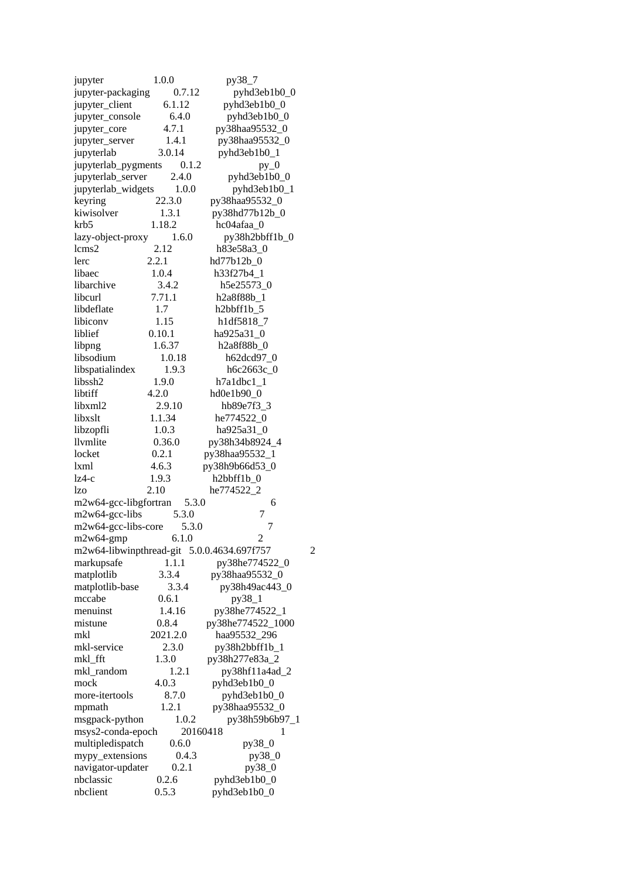```
jupyter                   1.0.0                    py38_7
jupyter-packaging         0.7.12             pyhd3eb1b0_0
jupyter_client            6.1.12             pyhd3eb1b0_0
jupyter_console           6.4.0              pyhd3eb1b0_0
jupyter_core              4.7.1            py38haa95532_0
jupyter_server            1.4.1            py38haa95532_0
jupyterlab                3.0.14             pyhd3eb1b0_1
jupyterlab_pygments       0.1.2                      py_0
jupyterlab_server         2.4.0              pyhd3eb1b0_0
jupyterlab_widgets        1.0.0              pyhd3eb1b0_1
keyring                   22.3.0           py38haa95532_0
kiwisolver                1.3.1            py38hd77b12b_0
krb5                      1.18.2               hc04afaa_0
lazy-object-proxy         1.6.0            py38h2bbff1b_0
lcms2                     2.12                 h83e58a3_0
lerc                      2.2.1                hd77b12b_0
libaec                    1.0.4                h33f27b4_1
libarchive                3.4.2                h5e25573_0
libcurl                   7.71.1               h2a8f88b_1
libdeflate                1.7                  h2bbff1b_5
libiconv                  1.15                 h1df5818_7
liblief                   0.10.1               ha925a31_0
libpng                    1.6.37               h2a8f88b_0
libsodium                 1.0.18               h62dcd97_0
libspatialindex           1.9.3                h6c2663c_0
libssh2                   1.9.0                h7a1dbc1_1
libtiff                   4.2.0                hd0e1b90_0
libxml2                   2.9.10               hb89e7f3_3
libxslt                   1.1.34               he774522_0
libzopfli                 1.0.3                ha925a31_0
llvmlite                  0.36.0           py38h34b8924_4
locket                    0.2.1            py38haa95532_1
lxml                      4.6.3            py38h9b66d53_0
lz4-c                     1.9.3                h2bbff1b_0
lzo                       2.10                 he774522_2
m2w64-gcc-libgfortran     5.3.0                         6
m2w64-gcc-libs            5.3.0                         7
m2w64-gcc-libs-core       5.3.0                         7
m2w64-gmp                 6.1.0                         2
m2w64-libwinpthread-git   5.0.0.4634.697f757                   2
markupsafe                1.1.1            py38he774522_0
matplotlib                3.3.4            py38haa95532_0
matplotlib-base           3.3.4            py38h49ac443_0
mccabe                    0.6.1                    py38_1
menuinst                  1.4.16           py38he774522_1
mistune                   0.8.4         py38he774522_1000
mkl                       2021.2.0           haa95532_296
mkl-service               2.3.0            py38h2bbff1b_1
mkl_fft                   1.3.0            py38h277e83a_2
mkl_random                1.2.1            py38hf11a4ad_2
mock                      4.0.3              pyhd3eb1b0_0
more-itertools            8.7.0              pyhd3eb1b0_0
mpmath                    1.2.1            py38haa95532_0
msgpack-python            1.0.2            py38h59b6b97_1
msys2-conda-epoch         20160418                      1
multipledispatch          0.6.0                    py38_0
mypy_extensions           0.4.3                    py38_0
navigator-updater         0.2.1                    py38_0
nbclassic                 0.2.6              pyhd3eb1b0_0
nbclient                  0.5.3              pyhd3eb1b0_0
```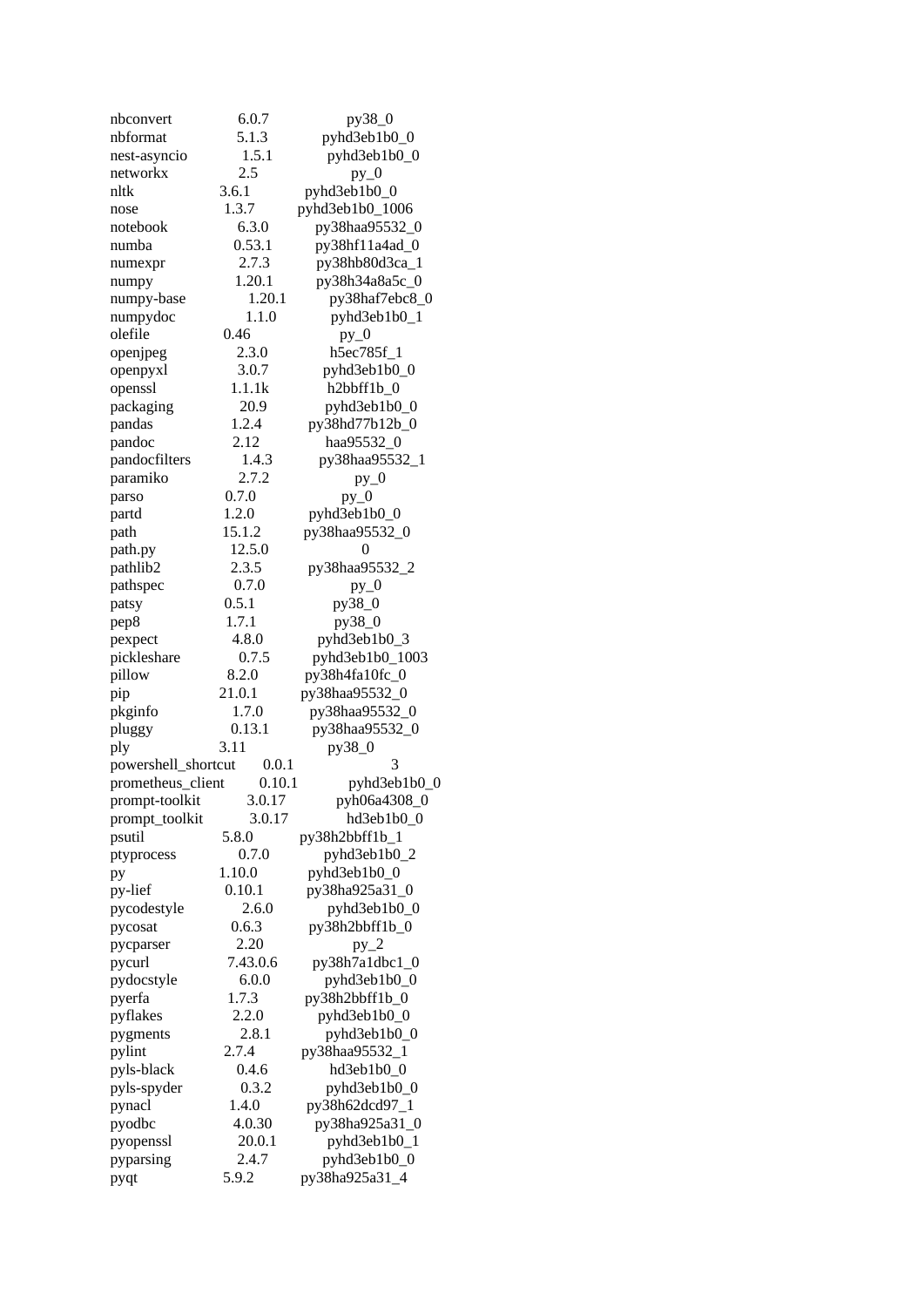```
nbconvert              6.0.7              py38_0
nbformat               5.1.3              pyhd3eb1b0_0
nest-asyncio           1.5.1              pyhd3eb1b0_0
networkx               2.5                py_0
nltk                   3.6.1              pyhd3eb1b0_0
nose                   1.3.7              pyhd3eb1b0_1006
notebook               6.3.0              py38haa95532_0
numba                  0.53.1             py38hf11a4ad_0
numexpr                2.7.3              py38hb80d3ca_1
numpy                  1.20.1             py38h34a8a5c_0
numpy-base             1.20.1             py38haf7ebc8_0
numpydoc               1.1.0              pyhd3eb1b0_1
olefile                0.46               py_0
openjpeg               2.3.0              h5ec785f_1
openpyxl               3.0.7              pyhd3eb1b0_0
openssl                1.1.1k             h2bbff1b_0
packaging              20.9               pyhd3eb1b0_0
pandas                 1.2.4              py38hd77b12b_0
pandoc                 2.12               haa95532_0
pandocfilters          1.4.3              py38haa95532_1
paramiko               2.7.2              py_0
parso                  0.7.0              py_0
partd                  1.2.0              pyhd3eb1b0_0
path                   15.1.2             py38haa95532_0
path.py                12.5.0             0
pathlib2               2.3.5              py38haa95532_2
pathspec               0.7.0              py_0
patsy                  0.5.1              py38_0
pep8                   1.7.1              py38_0
pexpect                4.8.0              pyhd3eb1b0_3
pickleshare            0.7.5              pyhd3eb1b0_1003
pillow                 8.2.0              py38h4fa10fc_0
pip                    21.0.1             py38haa95532_0
pkginfo                1.7.0              py38haa95532_0
pluggy                 0.13.1             py38haa95532_0
ply                    3.11               py38_0
powershell_shortcut    0.0.1              3
prometheus_client      0.10.1             pyhd3eb1b0_0
prompt-toolkit         3.0.17             pyh06a4308_0
prompt_toolkit         3.0.17             hd3eb1b0_0
psutil                 5.8.0              py38h2bbff1b_1
ptyprocess             0.7.0              pyhd3eb1b0_2
py                     1.10.0             pyhd3eb1b0_0
py-lief                0.10.1             py38ha925a31_0
pycodestyle            2.6.0              pyhd3eb1b0_0
pycosat                0.6.3              py38h2bbff1b_0
pycparser              2.20               py_2
pycurl                 7.43.0.6           py38h7a1dbc1_0
pydocstyle             6.0.0              pyhd3eb1b0_0
pyerfa                 1.7.3              py38h2bbff1b_0
pyflakes               2.2.0              pyhd3eb1b0_0
pygments               2.8.1              pyhd3eb1b0_0
pylint                 2.7.4              py38haa95532_1
pyls-black             0.4.6              hd3eb1b0_0
pyls-spyder            0.3.2              pyhd3eb1b0_0
pynacl                 1.4.0              py38h62dcd97_1
pyodbc                 4.0.30             py38ha925a31_0
pyopenssl              20.0.1             pyhd3eb1b0_1
pyparsing              2.4.7              pyhd3eb1b0_0
pyqt                   5.9.2              py38ha925a31_4
```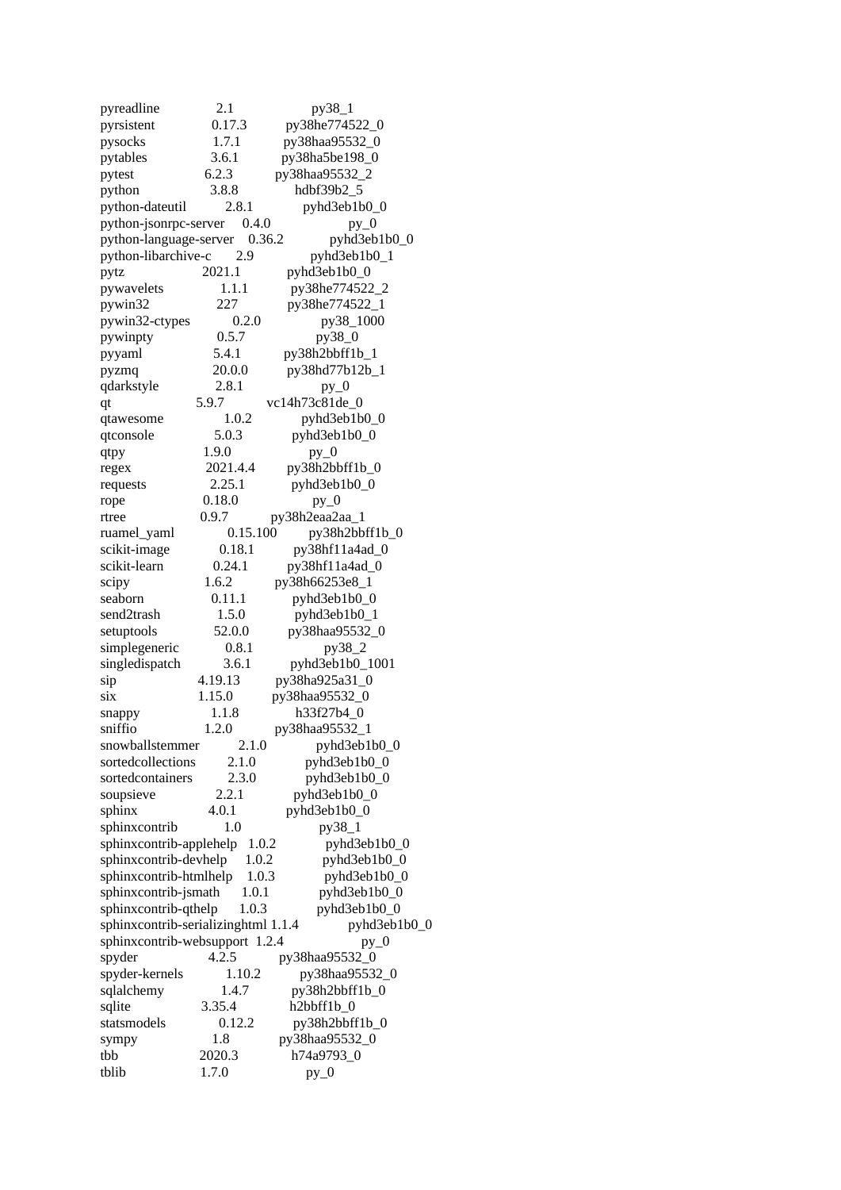```
pyreadline                2.1                    py38_1
pyrsistent                0.17.3           py38he774522_0
pysocks                   1.7.1            py38haa95532_0
pytables                  3.6.1            py38ha5be198_0
pytest                    6.2.3            py38haa95532_2
python                    3.8.8                hdbf39b2_5
python-dateutil           2.8.1              pyhd3eb1b0_0
python-jsonrpc-server     0.4.0                      py_0
python-language-server    0.36.2             pyhd3eb1b0_0
python-libarchive-c       2.9                pyhd3eb1b0_1
pytz                      2021.1             pyhd3eb1b0_0
pywavelets                1.1.1            py38he774522_2
pywin32                   227              py38he774522_1
pywin32-ctypes            0.2.0                 py38_1000
pywinpty                  0.5.7                    py38_0
pyyaml                    5.4.1            py38h2bbff1b_1
pyzmq                     20.0.0           py38hd77b12b_1
qdarkstyle                2.8.1                      py_0
qt                        5.9.7            vc14h73c81de_0
qtawesome                 1.0.2              pyhd3eb1b0_0
qtconsole                 5.0.3              pyhd3eb1b0_0
qtpy                      1.9.0                      py_0
regex                     2021.4.4         py38h2bbff1b_0
requests                  2.25.1             pyhd3eb1b0_0
rope                      0.18.0                     py_0
rtree                     0.9.7            py38h2eaa2aa_1
ruamel_yaml               0.15.100         py38h2bbff1b_0
scikit-image              0.18.1           py38hf11a4ad_0
scikit-learn              0.24.1           py38hf11a4ad_0
scipy                     1.6.2            py38h66253e8_1
seaborn                   0.11.1             pyhd3eb1b0_0
send2trash                1.5.0              pyhd3eb1b0_1
setuptools                52.0.0           py38haa95532_0
simplegeneric             0.8.1                    py38_2
singledispatch            3.6.1           pyhd3eb1b0_1001
sip                       4.19.13          py38ha925a31_0
six                       1.15.0           py38haa95532_0
snappy                    1.1.8                h33f27b4_0
sniffio                   1.2.0            py38haa95532_1
snowballstemmer           2.1.0              pyhd3eb1b0_0
sortedcollections         2.1.0              pyhd3eb1b0_0
sortedcontainers          2.3.0              pyhd3eb1b0_0
soupsieve                 2.2.1              pyhd3eb1b0_0
sphinx                    4.0.1              pyhd3eb1b0_0
sphinxcontrib             1.0                      py38_1
sphinxcontrib-applehelp   1.0.2              pyhd3eb1b0_0
sphinxcontrib-devhelp     1.0.2              pyhd3eb1b0_0
sphinxcontrib-htmlhelp    1.0.3              pyhd3eb1b0_0
sphinxcontrib-jsmath      1.0.1              pyhd3eb1b0_0
sphinxcontrib-qthelp      1.0.3              pyhd3eb1b0_0
sphinxcontrib-serializinghtml 1.1.4              pyhd3eb1b0_0
sphinxcontrib-websupport  1.2.4                      py_0
spyder                    4.2.5            py38haa95532_0
spyder-kernels            1.10.2           py38haa95532_0
sqlalchemy                1.4.7            py38h2bbff1b_0
sqlite                    3.35.4               h2bbff1b_0
statsmodels               0.12.2           py38h2bbff1b_0
sympy                     1.8              py38haa95532_0
tbb                       2020.3               h74a9793_0
tblib                     1.7.0                      py_0
```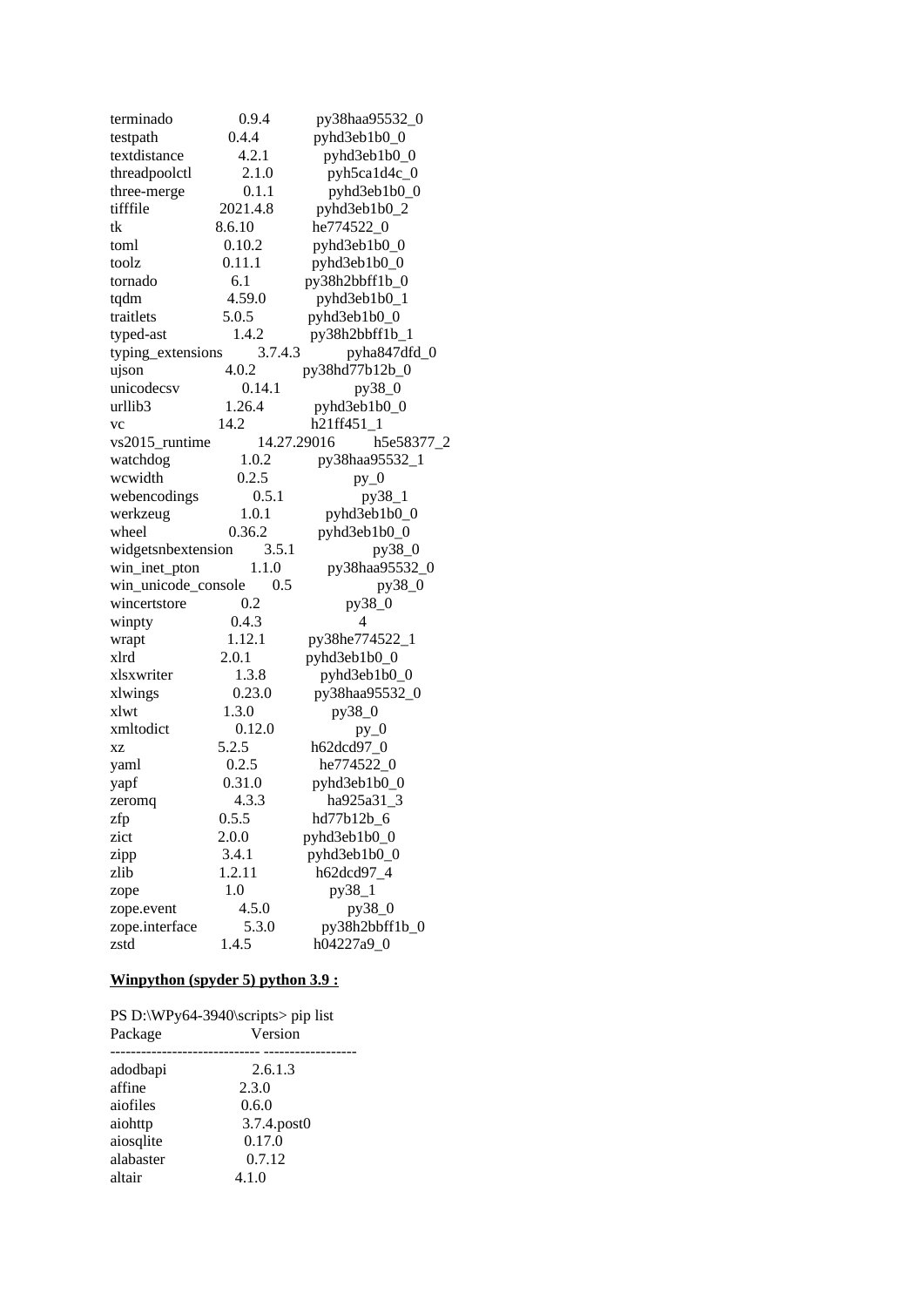```
terminado            0.9.4            py38haa95532_0
testpath             0.4.4            pyhd3eb1b0_0
textdistance         4.2.1            pyhd3eb1b0_0
threadpoolctl        2.1.0            pyh5ca1d4c_0
three-merge          0.1.1            pyhd3eb1b0_0
tifffile             2021.4.8         pyhd3eb1b0_2
tk                   8.6.10           he774522_0
toml                 0.10.2           pyhd3eb1b0_0
toolz                0.11.1           pyhd3eb1b0_0
tornado              6.1              py38h2bbff1b_0
tqdm                 4.59.0           pyhd3eb1b0_1
traitlets            5.0.5            pyhd3eb1b0_0
typed-ast            1.4.2            py38h2bbff1b_1
typing_extensions    3.7.4.3          pyha847dfd_0
ujson                4.0.2            py38hd77b12b_0
unicodecsv           0.14.1           py38_0
urllib3              1.26.4           pyhd3eb1b0_0
vc                   14.2             h21ff451_1
vs2015_runtime       14.27.29016      h5e58377_2
watchdog             1.0.2            py38haa95532_1
wcwidth              0.2.5            py_0
webencodings         0.5.1            py38_1
werkzeug             1.0.1            pyhd3eb1b0_0
wheel                0.36.2           pyhd3eb1b0_0
widgetsnbextension   3.5.1            py38_0
win_inet_pton        1.1.0            py38haa95532_0
win_unicode_console  0.5              py38_0
wincertstore         0.2              py38_0
winpty               0.4.3            4
wrapt                1.12.1           py38he774522_1
xlrd                 2.0.1            pyhd3eb1b0_0
xlsxwriter           1.3.8            pyhd3eb1b0_0
xlwings              0.23.0           py38haa95532_0
xlwt                 1.3.0            py38_0
xmltodict            0.12.0           py_0
xz                   5.2.5            h62dcd97_0
yaml                 0.2.5            he774522_0
yapf                 0.31.0           pyhd3eb1b0_0
zeromq               4.3.3            ha925a31_3
zfp                  0.5.5            hd77b12b_6
zict                 2.0.0            pyhd3eb1b0_0
zipp                 3.4.1            pyhd3eb1b0_0
zlib                 1.2.11           h62dcd97_4
zope                 1.0              py38_1
zope.event           4.5.0            py38_0
zope.interface       5.3.0            py38h2bbff1b_0
zstd                 1.4.5            h04227a9_0
```

**Winpython (spyder 5) python 3.9 :**

```
PS D:\WPy64-3940\scripts> pip list
Package                      Version
---------------------------- ------------------
adodbapi                     2.6.1.3
affine                       2.3.0
aiofiles                     0.6.0
aiohttp                      3.7.4.post0
aiosqlite                    0.17.0
alabaster                    0.7.12
altair                       4.1.0
```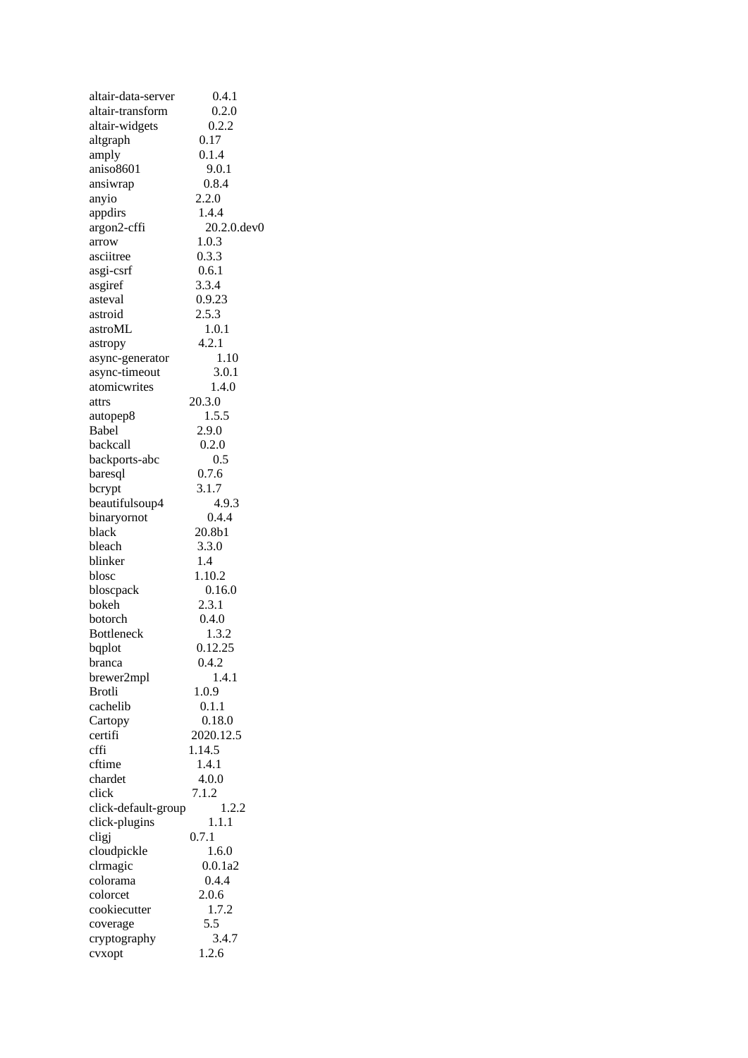| | |
|---|---|
| altair-data-server | 0.4.1 |
| altair-transform | 0.2.0 |
| altair-widgets | 0.2.2 |
| altgraph | 0.17 |
| amply | 0.1.4 |
| aniso8601 | 9.0.1 |
| ansiwrap | 0.8.4 |
| anyio | 2.2.0 |
| appdirs | 1.4.4 |
| argon2-cffi | 20.2.0.dev0 |
| arrow | 1.0.3 |
| asciitree | 0.3.3 |
| asgi-csrf | 0.6.1 |
| asgiref | 3.3.4 |
| asteval | 0.9.23 |
| astroid | 2.5.3 |
| astroML | 1.0.1 |
| astropy | 4.2.1 |
| async-generator | 1.10 |
| async-timeout | 3.0.1 |
| atomicwrites | 1.4.0 |
| attrs | 20.3.0 |
| autopep8 | 1.5.5 |
| Babel | 2.9.0 |
| backcall | 0.2.0 |
| backports-abc | 0.5 |
| baresql | 0.7.6 |
| bcrypt | 3.1.7 |
| beautifulsoup4 | 4.9.3 |
| binaryornot | 0.4.4 |
| black | 20.8b1 |
| bleach | 3.3.0 |
| blinker | 1.4 |
| blosc | 1.10.2 |
| bloscpack | 0.16.0 |
| bokeh | 2.3.1 |
| botorch | 0.4.0 |
| Bottleneck | 1.3.2 |
| bqplot | 0.12.25 |
| branca | 0.4.2 |
| brewer2mpl | 1.4.1 |
| Brotli | 1.0.9 |
| cachelib | 0.1.1 |
| Cartopy | 0.18.0 |
| certifi | 2020.12.5 |
| cffi | 1.14.5 |
| cftime | 1.4.1 |
| chardet | 4.0.0 |
| click | 7.1.2 |
| click-default-group | 1.2.2 |
| click-plugins | 1.1.1 |
| cligj | 0.7.1 |
| cloudpickle | 1.6.0 |
| clrmagic | 0.0.1a2 |
| colorama | 0.4.4 |
| colorcet | 2.0.6 |
| cookiecutter | 1.7.2 |
| coverage | 5.5 |
| cryptography | 3.4.7 |
| cvxopt | 1.2.6 |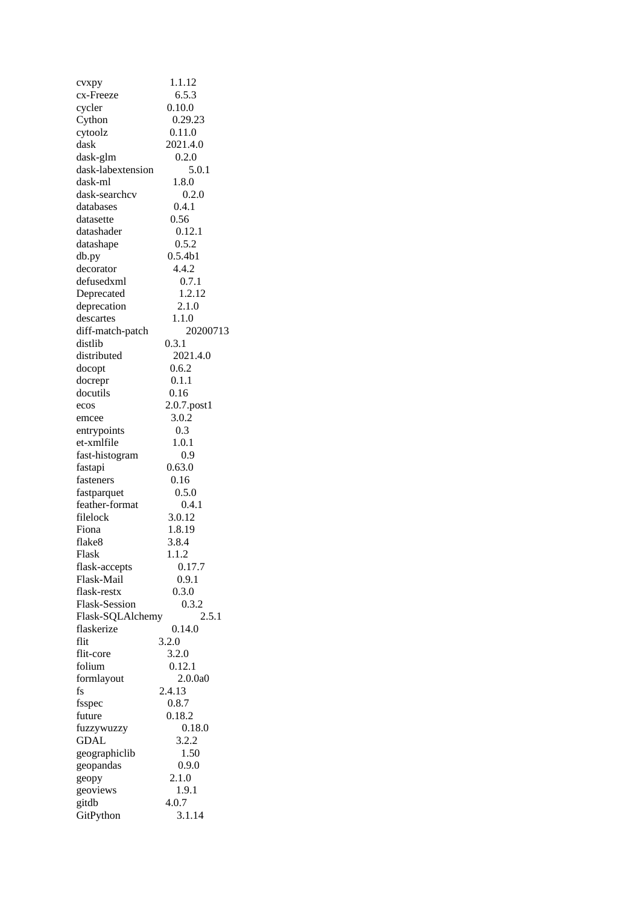cvxpy 1.1.12
cx-Freeze 6.5.3
cycler 0.10.0
Cython 0.29.23
cytoolz 0.11.0
dask 2021.4.0
dask-glm 0.2.0
dask-labextension 5.0.1
dask-ml 1.8.0
dask-searchcv 0.2.0
databases 0.4.1
datasette 0.56
datashader 0.12.1
datashape 0.5.2
db.py 0.5.4b1
decorator 4.4.2
defusedxml 0.7.1
Deprecated 1.2.12
deprecation 2.1.0
descartes 1.1.0
diff-match-patch 20200713
distlib 0.3.1
distributed 2021.4.0
docopt 0.6.2
docrepr 0.1.1
docutils 0.16
ecos 2.0.7.post1
emcee 3.0.2
entrypoints 0.3
et-xmlfile 1.0.1
fast-histogram 0.9
fastapi 0.63.0
fasteners 0.16
fastparquet 0.5.0
feather-format 0.4.1
filelock 3.0.12
Fiona 1.8.19
flake8 3.8.4
Flask 1.1.2
flask-accepts 0.17.7
Flask-Mail 0.9.1
flask-restx 0.3.0
Flask-Session 0.3.2
Flask-SQLAlchemy 2.5.1
flaskerize 0.14.0
flit 3.2.0
flit-core 3.2.0
folium 0.12.1
formlayout 2.0.0a0
fs 2.4.13
fsspec 0.8.7
future 0.18.2
fuzzywuzzy 0.18.0
GDAL 3.2.2
geographiclib 1.50
geopandas 0.9.0
geopy 2.1.0
geoviews 1.9.1
gitdb 4.0.7
GitPython 3.1.14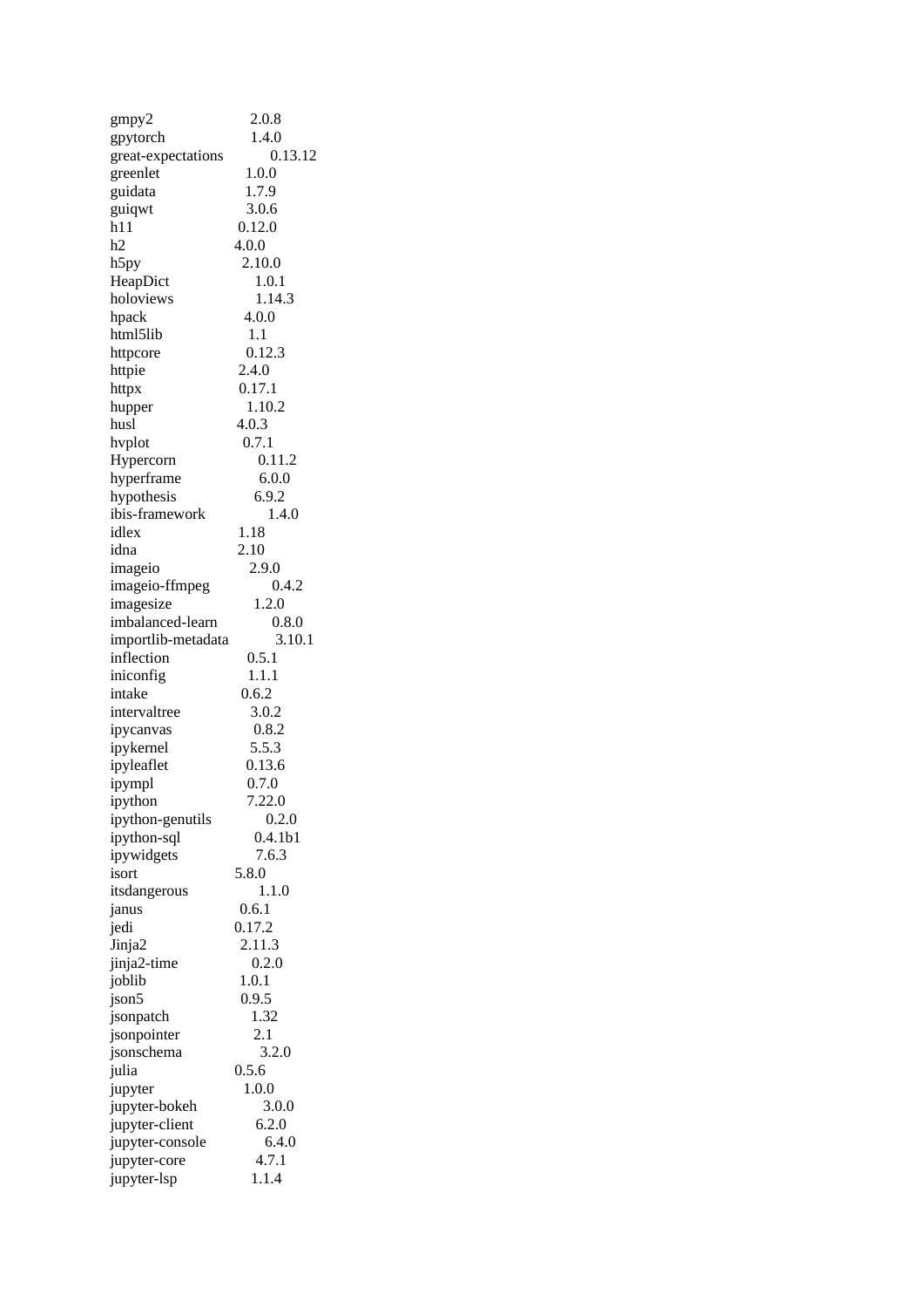```
gmpy2                2.0.8
gpytorch             1.4.0
great-expectations   0.13.12
greenlet             1.0.0
guidata              1.7.9
guiqwt               3.0.6
h11                  0.12.0
h2                   4.0.0
h5py                 2.10.0
HeapDict             1.0.1
holoviews            1.14.3
hpack                4.0.0
html5lib             1.1
httpcore             0.12.3
httpie               2.4.0
httpx                0.17.1
hupper               1.10.2
husl                 4.0.3
hvplot               0.7.1
Hypercorn            0.11.2
hyperframe           6.0.0
hypothesis           6.9.2
ibis-framework       1.4.0
idlex                1.18
idna                 2.10
imageio              2.9.0
imageio-ffmpeg       0.4.2
imagesize            1.2.0
imbalanced-learn     0.8.0
importlib-metadata   3.10.1
inflection           0.5.1
iniconfig            1.1.1
intake               0.6.2
intervaltree         3.0.2
ipycanvas            0.8.2
ipykernel            5.5.3
ipyleaflet           0.13.6
ipympl               0.7.0
ipython              7.22.0
ipython-genutils     0.2.0
ipython-sql          0.4.1b1
ipywidgets           7.6.3
isort                5.8.0
itsdangerous         1.1.0
janus                0.6.1
jedi                 0.17.2
Jinja2               2.11.3
jinja2-time          0.2.0
joblib               1.0.1
json5                0.9.5
jsonpatch            1.32
jsonpointer          2.1
jsonschema           3.2.0
julia                0.5.6
jupyter              1.0.0
jupyter-bokeh        3.0.0
jupyter-client       6.2.0
jupyter-console      6.4.0
jupyter-core         4.7.1
jupyter-lsp          1.1.4
```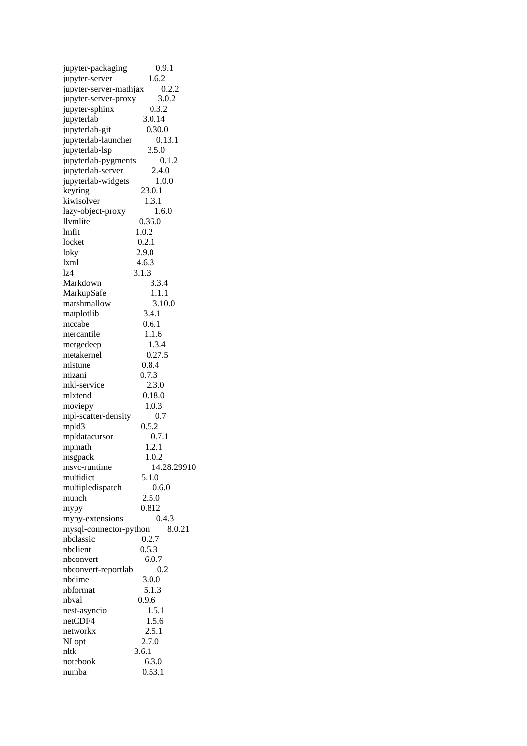```
jupyter-packaging           0.9.1
jupyter-server              1.6.2
jupyter-server-mathjax      0.2.2
jupyter-server-proxy        3.0.2
jupyter-sphinx              0.3.2
jupyterlab                  3.0.14
jupyterlab-git              0.30.0
jupyterlab-launcher         0.13.1
jupyterlab-lsp              3.5.0
jupyterlab-pygments         0.1.2
jupyterlab-server           2.4.0
jupyterlab-widgets          1.0.0
keyring                     23.0.1
kiwisolver                  1.3.1
lazy-object-proxy           1.6.0
llvmlite                    0.36.0
lmfit                       1.0.2
locket                      0.2.1
loky                        2.9.0
lxml                        4.6.3
lz4                         3.1.3
Markdown                    3.3.4
MarkupSafe                  1.1.1
marshmallow                 3.10.0
matplotlib                  3.4.1
mccabe                      0.6.1
mercantile                  1.1.6
mergedeep                   1.3.4
metakernel                  0.27.5
mistune                     0.8.4
mizani                      0.7.3
mkl-service                 2.3.0
mlxtend                     0.18.0
moviepy                     1.0.3
mpl-scatter-density         0.7
mpld3                       0.5.2
mpldatacursor               0.7.1
mpmath                      1.2.1
msgpack                     1.0.2
msvc-runtime                14.28.29910
multidict                   5.1.0
multipledispatch            0.6.0
munch                       2.5.0
mypy                        0.812
mypy-extensions             0.4.3
mysql-connector-python      8.0.21
nbclassic                   0.2.7
nbclient                    0.5.3
nbconvert                   6.0.7
nbconvert-reportlab         0.2
nbdime                      3.0.0
nbformat                    5.1.3
nbval                       0.9.6
nest-asyncio                1.5.1
netCDF4                     1.5.6
networkx                    2.5.1
NLopt                       2.7.0
nltk                        3.6.1
notebook                    6.3.0
numba                       0.53.1
```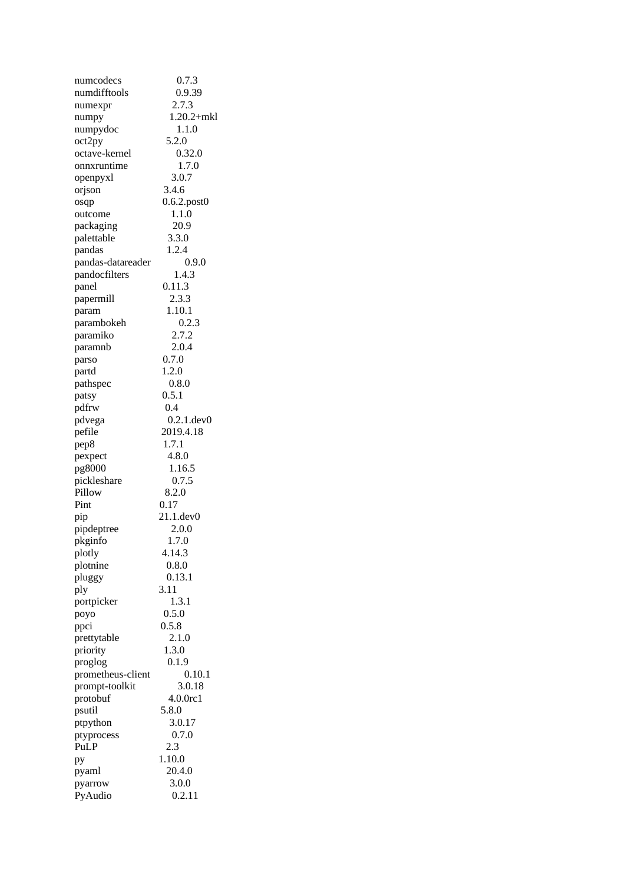| | |
|---|---|
| numcodecs | 0.7.3 |
| numdifftools | 0.9.39 |
| numexpr | 2.7.3 |
| numpy | 1.20.2+mkl |
| numpydoc | 1.1.0 |
| oct2py | 5.2.0 |
| octave-kernel | 0.32.0 |
| onnxruntime | 1.7.0 |
| openpyxl | 3.0.7 |
| orjson | 3.4.6 |
| osqp | 0.6.2.post0 |
| outcome | 1.1.0 |
| packaging | 20.9 |
| palettable | 3.3.0 |
| pandas | 1.2.4 |
| pandas-datareader | 0.9.0 |
| pandocfilters | 1.4.3 |
| panel | 0.11.3 |
| papermill | 2.3.3 |
| param | 1.10.1 |
| parambokeh | 0.2.3 |
| paramiko | 2.7.2 |
| paramnb | 2.0.4 |
| parso | 0.7.0 |
| partd | 1.2.0 |
| pathspec | 0.8.0 |
| patsy | 0.5.1 |
| pdfrw | 0.4 |
| pdvega | 0.2.1.dev0 |
| pefile | 2019.4.18 |
| pep8 | 1.7.1 |
| pexpect | 4.8.0 |
| pg8000 | 1.16.5 |
| pickleshare | 0.7.5 |
| Pillow | 8.2.0 |
| Pint | 0.17 |
| pip | 21.1.dev0 |
| pipdeptree | 2.0.0 |
| pkginfo | 1.7.0 |
| plotly | 4.14.3 |
| plotnine | 0.8.0 |
| pluggy | 0.13.1 |
| ply | 3.11 |
| portpicker | 1.3.1 |
| poyo | 0.5.0 |
| ppci | 0.5.8 |
| prettytable | 2.1.0 |
| priority | 1.3.0 |
| proglog | 0.1.9 |
| prometheus-client | 0.10.1 |
| prompt-toolkit | 3.0.18 |
| protobuf | 4.0.0rc1 |
| psutil | 5.8.0 |
| ptpython | 3.0.17 |
| ptyprocess | 0.7.0 |
| PuLP | 2.3 |
| py | 1.10.0 |
| pyaml | 20.4.0 |
| pyarrow | 3.0.0 |
| PyAudio | 0.2.11 |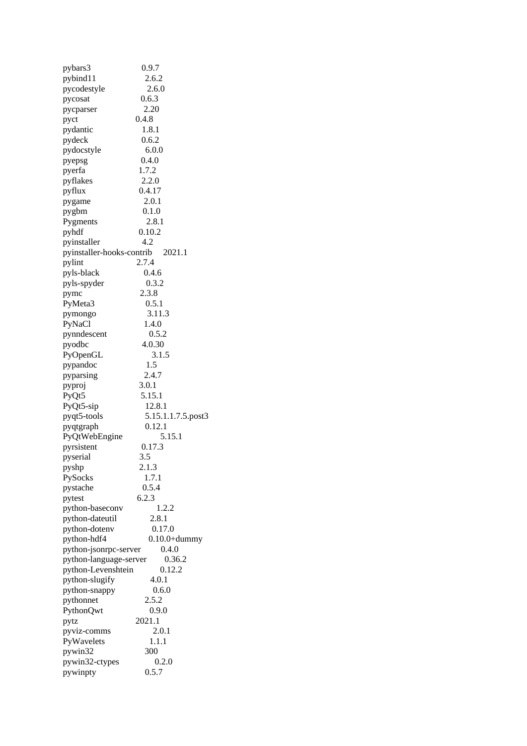pybars3 0.9.7
pybind11 2.6.2
pycodestyle 2.6.0
pycosat 0.6.3
pycparser 2.20
pyct 0.4.8
pydantic 1.8.1
pydeck 0.6.2
pydocstyle 6.0.0
pyepsg 0.4.0
pyerfa 1.7.2
pyflakes 2.2.0
pyflux 0.4.17
pygame 2.0.1
pygbm 0.1.0
Pygments 2.8.1
pyhdf 0.10.2
pyinstaller 4.2
pyinstaller-hooks-contrib 2021.1
pylint 2.7.4
pyls-black 0.4.6
pyls-spyder 0.3.2
pymc 2.3.8
PyMeta3 0.5.1
pymongo 3.11.3
PyNaCl 1.4.0
pynndescent 0.5.2
pyodbc 4.0.30
PyOpenGL 3.1.5
pypandoc 1.5
pyparsing 2.4.7
pyproj 3.0.1
PyQt5 5.15.1
PyQt5-sip 12.8.1
pyqt5-tools 5.15.1.1.7.5.post3
pyqtgraph 0.12.1
PyQtWebEngine 5.15.1
pyrsistent 0.17.3
pyserial 3.5
pyshp 2.1.3
PySocks 1.7.1
pystache 0.5.4
pytest 6.2.3
python-baseconv 1.2.2
python-dateutil 2.8.1
python-dotenv 0.17.0
python-hdf4 0.10.0+dummy
python-jsonrpc-server 0.4.0
python-language-server 0.36.2
python-Levenshtein 0.12.2
python-slugify 4.0.1
python-snappy 0.6.0
pythonnet 2.5.2
PythonQwt 0.9.0
pytz 2021.1
pyviz-comms 2.0.1
PyWavelets 1.1.1
pywin32 300
pywin32-ctypes 0.2.0
pywinpty 0.5.7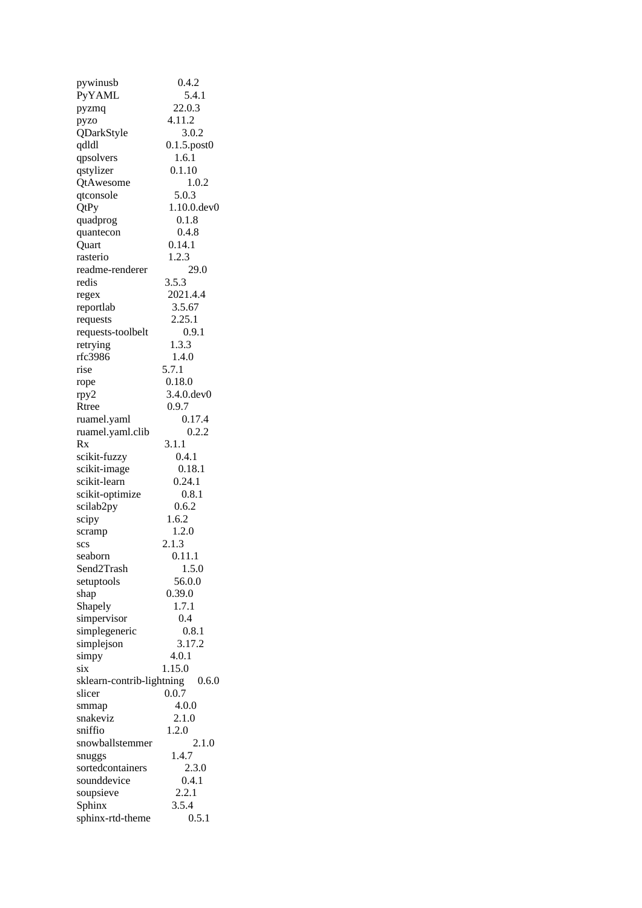pywinusb 0.4.2
PyYAML 5.4.1
pyzmq 22.0.3
pyzo 4.11.2
QDarkStyle 3.0.2
qdldl 0.1.5.post0
qpsolvers 1.6.1
qstylizer 0.1.10
QtAwesome 1.0.2
qtconsole 5.0.3
QtPy 1.10.0.dev0
quadprog 0.1.8
quantecon 0.4.8
Quart 0.14.1
rasterio 1.2.3
readme-renderer 29.0
redis 3.5.3
regex 2021.4.4
reportlab 3.5.67
requests 2.25.1
requests-toolbelt 0.9.1
retrying 1.3.3
rfc3986 1.4.0
rise 5.7.1
rope 0.18.0
rpy2 3.4.0.dev0
Rtree 0.9.7
ruamel.yaml 0.17.4
ruamel.yaml.clib 0.2.2
Rx 3.1.1
scikit-fuzzy 0.4.1
scikit-image 0.18.1
scikit-learn 0.24.1
scikit-optimize 0.8.1
scilab2py 0.6.2
scipy 1.6.2
scramp 1.2.0
scs 2.1.3
seaborn 0.11.1
Send2Trash 1.5.0
setuptools 56.0.0
shap 0.39.0
Shapely 1.7.1
simpervisor 0.4
simplegeneric 0.8.1
simplejson 3.17.2
simpy 4.0.1
six 1.15.0
sklearn-contrib-lightning 0.6.0
slicer 0.0.7
smmap 4.0.0
snakeviz 2.1.0
sniffio 1.2.0
snowballstemmer 2.1.0
snuggs 1.4.7
sortedcontainers 2.3.0
sounddevice 0.4.1
soupsieve 2.2.1
Sphinx 3.5.4
sphinx-rtd-theme 0.5.1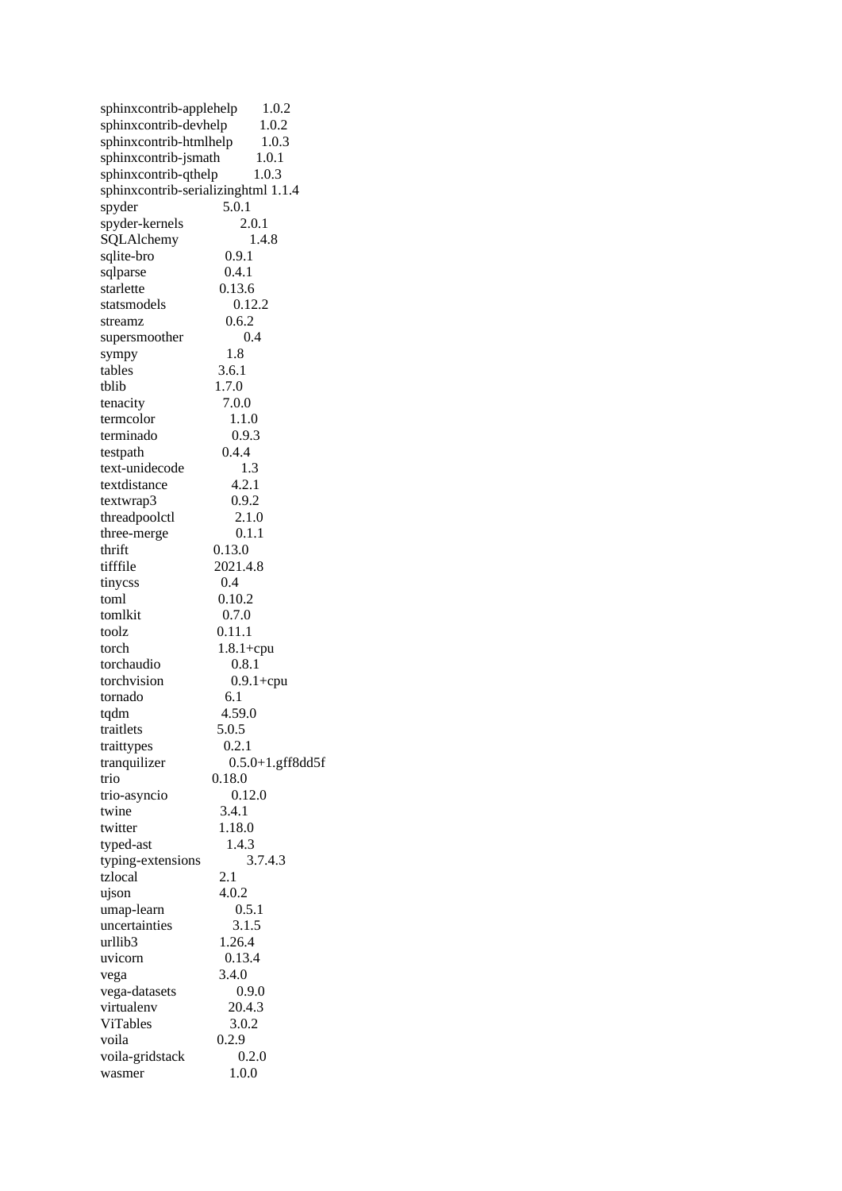```
sphinxcontrib-applehelp       1.0.2
sphinxcontrib-devhelp         1.0.2
sphinxcontrib-htmlhelp        1.0.3
sphinxcontrib-jsmath          1.0.1
sphinxcontrib-qthelp          1.0.3
sphinxcontrib-serializinghtml 1.1.4
spyder                        5.0.1
spyder-kernels                2.0.1
SQLAlchemy                    1.4.8
sqlite-bro                    0.9.1
sqlparse                      0.4.1
starlette                     0.13.6
statsmodels                   0.12.2
streamz                       0.6.2
supersmoother                 0.4
sympy                         1.8
tables                        3.6.1
tblib                         1.7.0
tenacity                      7.0.0
termcolor                     1.1.0
terminado                     0.9.3
testpath                      0.4.4
text-unidecode                1.3
textdistance                  4.2.1
textwrap3                     0.9.2
threadpoolctl                 2.1.0
three-merge                   0.1.1
thrift                        0.13.0
tifffile                      2021.4.8
tinycss                       0.4
toml                          0.10.2
tomlkit                       0.7.0
toolz                         0.11.1
torch                         1.8.1+cpu
torchaudio                    0.8.1
torchvision                   0.9.1+cpu
tornado                       6.1
tqdm                          4.59.0
traitlets                     5.0.5
traittypes                    0.2.1
tranquilizer                  0.5.0+1.gff8dd5f
trio                          0.18.0
trio-asyncio                  0.12.0
twine                         3.4.1
twitter                       1.18.0
typed-ast                     1.4.3
typing-extensions             3.7.4.3
tzlocal                       2.1
ujson                         4.0.2
umap-learn                    0.5.1
uncertainties                 3.1.5
urllib3                       1.26.4
uvicorn                       0.13.4
vega                          3.4.0
vega-datasets                 0.9.0
virtualenv                    20.4.3
ViTables                      3.0.2
voila                         0.2.9
voila-gridstack               0.2.0
wasmer                        1.0.0
```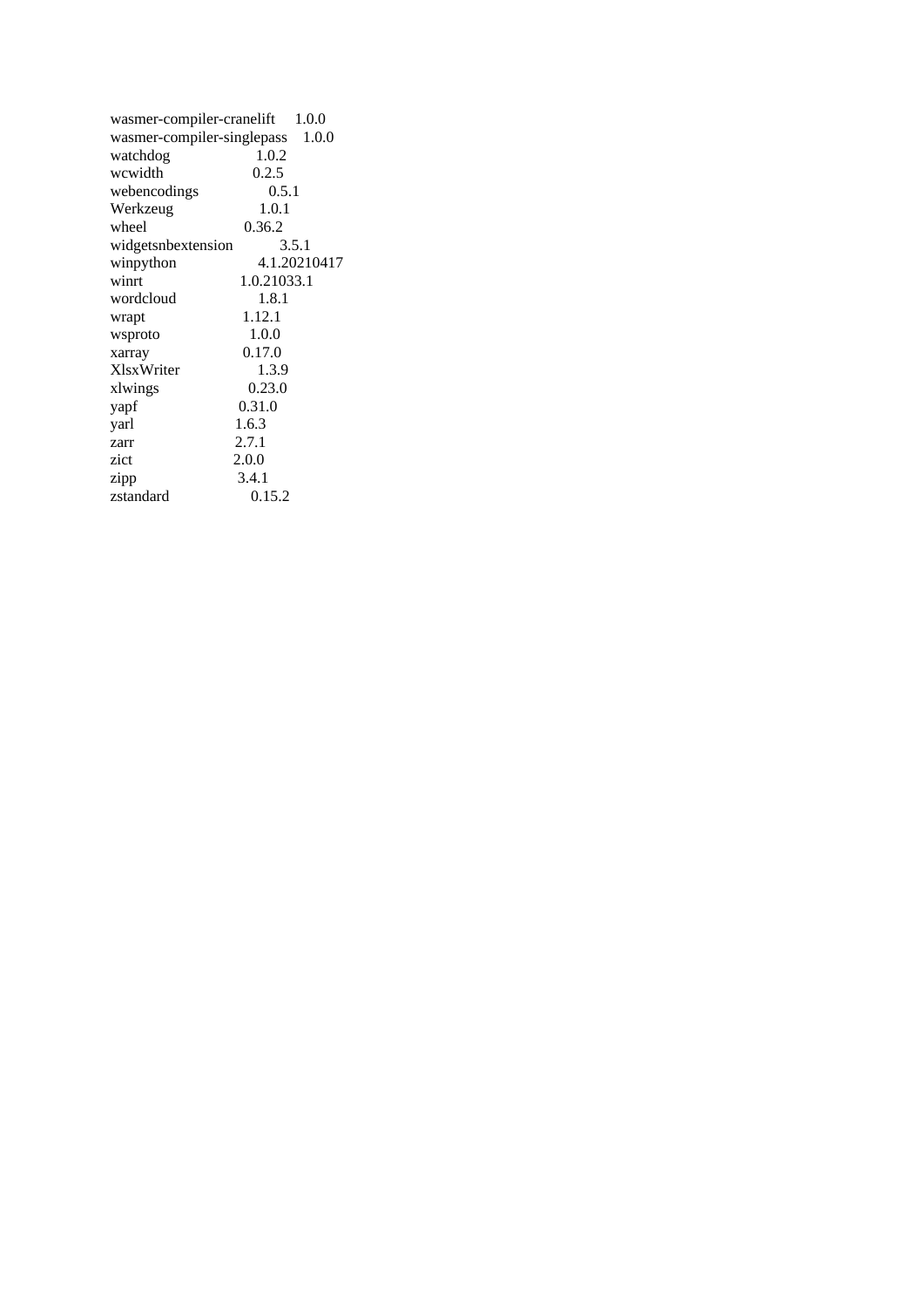| | |
|---|---|
| wasmer-compiler-cranelift | 1.0.0 |
| wasmer-compiler-singlepass | 1.0.0 |
| watchdog | 1.0.2 |
| wcwidth | 0.2.5 |
| webencodings | 0.5.1 |
| Werkzeug | 1.0.1 |
| wheel | 0.36.2 |
| widgetsnbextension | 3.5.1 |
| winpython | 4.1.20210417 |
| winrt | 1.0.21033.1 |
| wordcloud | 1.8.1 |
| wrapt | 1.12.1 |
| wsproto | 1.0.0 |
| xarray | 0.17.0 |
| XlsxWriter | 1.3.9 |
| xlwings | 0.23.0 |
| yapf | 0.31.0 |
| yarl | 1.6.3 |
| zarr | 2.7.1 |
| zict | 2.0.0 |
| zipp | 3.4.1 |
| zstandard | 0.15.2 |